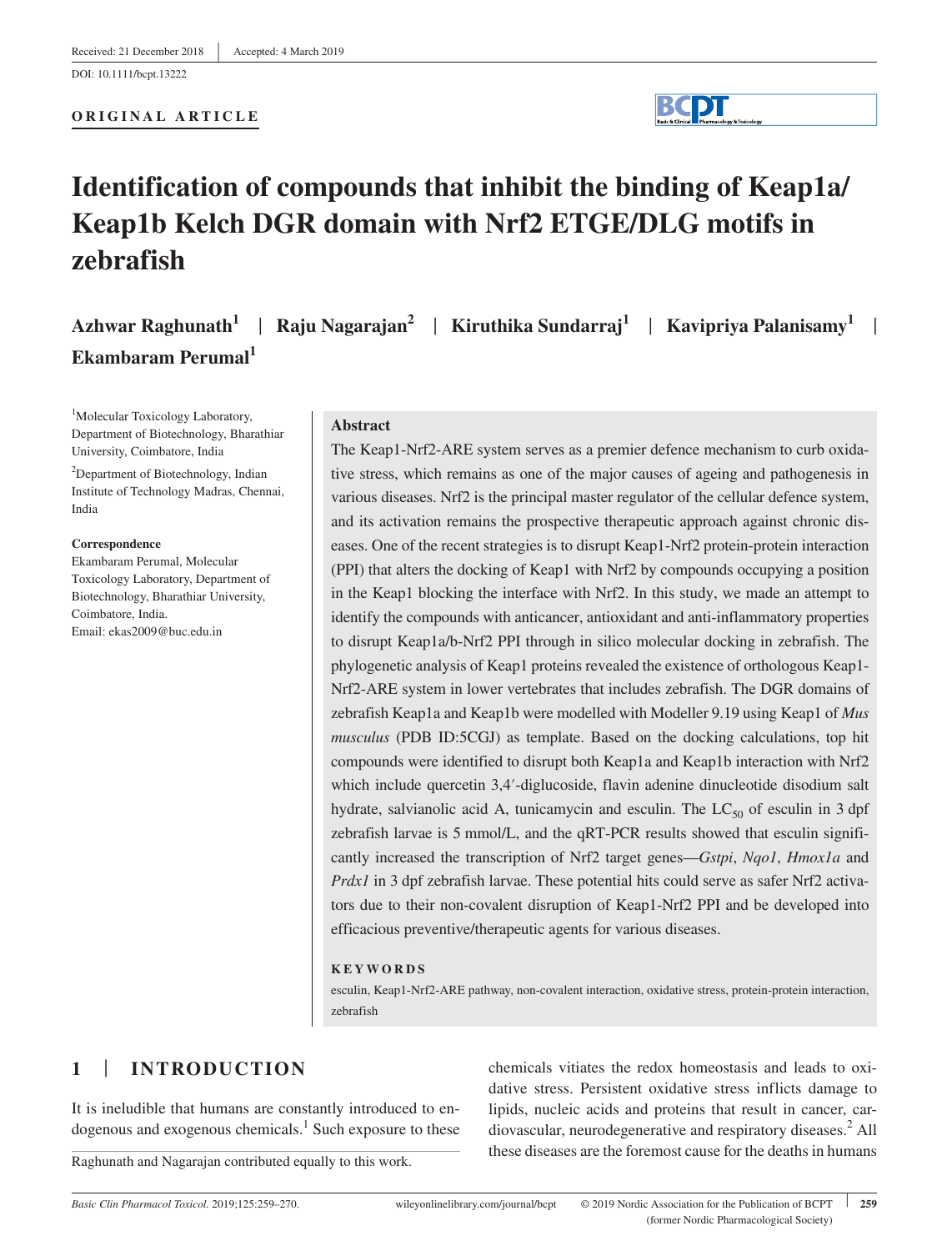Received: 21 December 2018 | Accepted: 4 March 2019

DOI: 10.1111/bcpt.13222

**ORIGINAL ARTICLE**

# Identification of compounds that inhibit the binding of Keap1a/Keap1b Kelch DGR domain with Nrf2 ETGE/DLG motifs in zebrafish

**Azhwar Raghunath[1] | Raju Nagarajan[2] | Kiruthika Sundarraj[1] | Kavipriya Palanisamy[1] | Ekambaram Perumal[1]**

[1]Molecular Toxicology Laboratory, Department of Biotechnology, Bharathiar University, Coimbatore, India

[2]Department of Biotechnology, Indian Institute of Technology Madras, Chennai, India

**Correspondence**
Ekambaram Perumal, Molecular Toxicology Laboratory, Department of Biotechnology, Bharathiar University, Coimbatore, India.
Email: ekas2009@buc.edu.in

## Abstract

The Keap1-Nrf2-ARE system serves as a premier defence mechanism to curb oxidative stress, which remains as one of the major causes of ageing and pathogenesis in various diseases. Nrf2 is the principal master regulator of the cellular defence system, and its activation remains the prospective therapeutic approach against chronic diseases. One of the recent strategies is to disrupt Keap1-Nrf2 protein-protein interaction (PPI) that alters the docking of Keap1 with Nrf2 by compounds occupying a position in the Keap1 blocking the interface with Nrf2. In this study, we made an attempt to identify the compounds with anticancer, antioxidant and anti-inflammatory properties to disrupt Keap1a/b-Nrf2 PPI through in silico molecular docking in zebrafish. The phylogenetic analysis of Keap1 proteins revealed the existence of orthologous Keap1-Nrf2-ARE system in lower vertebrates that includes zebrafish. The DGR domains of zebrafish Keap1a and Keap1b were modelled with Modeller 9.19 using Keap1 of *Mus musculus* (PDB ID:5CGJ) as template. Based on the docking calculations, top hit compounds were identified to disrupt both Keap1a and Keap1b interaction with Nrf2 which include quercetin 3,4′-diglucoside, flavin adenine dinucleotide disodium salt hydrate, salvianolic acid A, tunicamycin and esculin. The $LC_{50}$ of esculin in 3 dpf zebrafish larvae is 5 mmol/L, and the qRT-PCR results showed that esculin significantly increased the transcription of Nrf2 target genes—*Gstpi*, *Nqo1*, *Hmox1a* and *Prdx1* in 3 dpf zebrafish larvae. These potential hits could serve as safer Nrf2 activators due to their non-covalent disruption of Keap1-Nrf2 PPI and be developed into efficacious preventive/therapeutic agents for various diseases.

**KEYWORDS**

esculin, Keap1-Nrf2-ARE pathway, non-covalent interaction, oxidative stress, protein-protein interaction, zebrafish

## 1 | INTRODUCTION

It is ineludible that humans are constantly introduced to endogenous and exogenous chemicals.[1] Such exposure to these chemicals vitiates the redox homeostasis and leads to oxidative stress. Persistent oxidative stress inflicts damage to lipids, nucleic acids and proteins that result in cancer, cardiovascular, neurodegenerative and respiratory diseases.[2] All these diseases are the foremost cause for the deaths in humans

Raghunath and Nagarajan contributed equally to this work.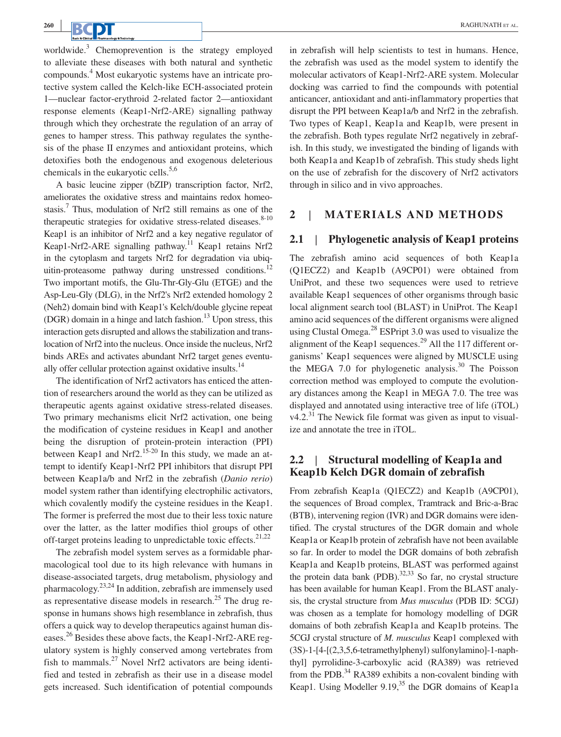worldwide.[3] Chemoprevention is the strategy employed to alleviate these diseases with both natural and synthetic compounds.[4] Most eukaryotic systems have an intricate protective system called the Kelch-like ECH-associated protein 1—nuclear factor-erythroid 2-related factor 2—antioxidant response elements (Keap1-Nrf2-ARE) signalling pathway through which they orchestrate the regulation of an array of genes to hamper stress. This pathway regulates the synthesis of the phase II enzymes and antioxidant proteins, which detoxifies both the endogenous and exogenous deleterious chemicals in the eukaryotic cells.[5,6]

A basic leucine zipper (bZIP) transcription factor, Nrf2, ameliorates the oxidative stress and maintains redox homeostasis.[7] Thus, modulation of Nrf2 still remains as one of the therapeutic strategies for oxidative stress-related diseases.[8-10] Keap1 is an inhibitor of Nrf2 and a key negative regulator of Keap1-Nrf2-ARE signalling pathway.[11] Keap1 retains Nrf2 in the cytoplasm and targets Nrf2 for degradation via ubiquitin-proteasome pathway during unstressed conditions.[12] Two important motifs, the Glu-Thr-Gly-Glu (ETGE) and the Asp-Leu-Gly (DLG), in the Nrf2's Nrf2 extended homology 2 (Neh2) domain bind with Keap1's Kelch/double glycine repeat (DGR) domain in a hinge and latch fashion.[13] Upon stress, this interaction gets disrupted and allows the stabilization and translocation of Nrf2 into the nucleus. Once inside the nucleus, Nrf2 binds AREs and activates abundant Nrf2 target genes eventually offer cellular protection against oxidative insults.[14]

The identification of Nrf2 activators has enticed the attention of researchers around the world as they can be utilized as therapeutic agents against oxidative stress-related diseases. Two primary mechanisms elicit Nrf2 activation, one being the modification of cysteine residues in Keap1 and another being the disruption of protein-protein interaction (PPI) between Keap1 and Nrf2.[15-20] In this study, we made an attempt to identify Keap1-Nrf2 PPI inhibitors that disrupt PPI between Keap1a/b and Nrf2 in the zebrafish (*Danio rerio*) model system rather than identifying electrophilic activators, which covalently modify the cysteine residues in the Keap1. The former is preferred the most due to their less toxic nature over the latter, as the latter modifies thiol groups of other off-target proteins leading to unpredictable toxic effects.[21,22]

The zebrafish model system serves as a formidable pharmacological tool due to its high relevance with humans in disease-associated targets, drug metabolism, physiology and pharmacology.[23,24] In addition, zebrafish are immensely used as representative disease models in research.[25] The drug response in humans shows high resemblance in zebrafish, thus offers a quick way to develop therapeutics against human diseases.[26] Besides these above facts, the Keap1-Nrf2-ARE regulatory system is highly conserved among vertebrates from fish to mammals.[27] Novel Nrf2 activators are being identified and tested in zebrafish as their use in a disease model gets increased. Such identification of potential compounds in zebrafish will help scientists to test in humans. Hence, the zebrafish was used as the model system to identify the molecular activators of Keap1-Nrf2-ARE system. Molecular docking was carried to find the compounds with potential anticancer, antioxidant and anti-inflammatory properties that disrupt the PPI between Keap1a/b and Nrf2 in the zebrafish. Two types of Keap1, Keap1a and Keap1b, were present in the zebrafish. Both types regulate Nrf2 negatively in zebrafish. In this study, we investigated the binding of ligands with both Keap1a and Keap1b of zebrafish. This study sheds light on the use of zebrafish for the discovery of Nrf2 activators through in silico and in vivo approaches.

## 2 | MATERIALS AND METHODS

### 2.1 | Phylogenetic analysis of Keap1 proteins

The zebrafish amino acid sequences of both Keap1a (Q1ECZ2) and Keap1b (A9CP01) were obtained from UniProt, and these two sequences were used to retrieve available Keap1 sequences of other organisms through basic local alignment search tool (BLAST) in UniProt. The Keap1 amino acid sequences of the different organisms were aligned using Clustal Omega.[28] ESPript 3.0 was used to visualize the alignment of the Keap1 sequences.[29] All the 117 different organisms' Keap1 sequences were aligned by MUSCLE using the MEGA 7.0 for phylogenetic analysis.[30] The Poisson correction method was employed to compute the evolutionary distances among the Keap1 in MEGA 7.0. The tree was displayed and annotated using interactive tree of life (iTOL) v4.2.[31] The Newick file format was given as input to visualize and annotate the tree in iTOL.

### 2.2 | Structural modelling of Keap1a and Keap1b Kelch DGR domain of zebrafish

From zebrafish Keap1a (Q1ECZ2) and Keap1b (A9CP01), the sequences of Broad complex, Tramtrack and Bric-a-Brac (BTB), intervening region (IVR) and DGR domains were identified. The crystal structures of the DGR domain and whole Keap1a or Keap1b protein of zebrafish have not been available so far. In order to model the DGR domains of both zebrafish Keap1a and Keap1b proteins, BLAST was performed against the protein data bank (PDB).[32,33] So far, no crystal structure has been available for human Keap1. From the BLAST analysis, the crystal structure from *Mus musculus* (PDB ID: 5CGJ) was chosen as a template for homology modelling of DGR domains of both zebrafish Keap1a and Keap1b proteins. The 5CGJ crystal structure of *M. musculus* Keap1 complexed with (3S)-1-[4-[(2,3,5,6-tetramethylphenyl) sulfonylamino]-1-naphthyl] pyrrolidine-3-carboxylic acid (RA389) was retrieved from the PDB.[34] RA389 exhibits a non-covalent binding with Keap1. Using Modeller 9.19,[35] the DGR domains of Keap1a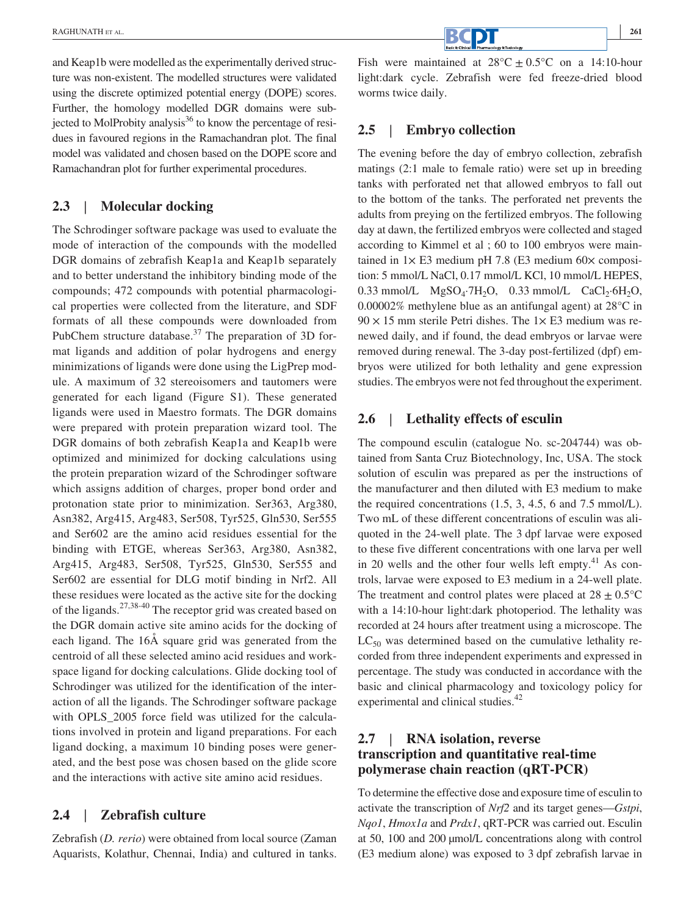and Keap1b were modelled as the experimentally derived structure was non-existent. The modelled structures were validated using the discrete optimized potential energy (DOPE) scores. Further, the homology modelled DGR domains were subjected to MolProbity analysis[36] to know the percentage of residues in favoured regions in the Ramachandran plot. The final model was validated and chosen based on the DOPE score and Ramachandran plot for further experimental procedures.

## 2.3 | Molecular docking

The Schrodinger software package was used to evaluate the mode of interaction of the compounds with the modelled DGR domains of zebrafish Keap1a and Keap1b separately and to better understand the inhibitory binding mode of the compounds; 472 compounds with potential pharmacological properties were collected from the literature, and SDF formats of all these compounds were downloaded from PubChem structure database.[37] The preparation of 3D format ligands and addition of polar hydrogens and energy minimizations of ligands were done using the LigPrep module. A maximum of 32 stereoisomers and tautomers were generated for each ligand (Figure S1). These generated ligands were used in Maestro formats. The DGR domains were prepared with protein preparation wizard tool. The DGR domains of both zebrafish Keap1a and Keap1b were optimized and minimized for docking calculations using the protein preparation wizard of the Schrodinger software which assigns addition of charges, proper bond order and protonation state prior to minimization. Ser363, Arg380, Asn382, Arg415, Arg483, Ser508, Tyr525, Gln530, Ser555 and Ser602 are the amino acid residues essential for the binding with ETGE, whereas Ser363, Arg380, Asn382, Arg415, Arg483, Ser508, Tyr525, Gln530, Ser555 and Ser602 are essential for DLG motif binding in Nrf2. All these residues were located as the active site for the docking of the ligands.[27,38-40] The receptor grid was created based on the DGR domain active site amino acids for the docking of each ligand. The 16Å square grid was generated from the centroid of all these selected amino acid residues and workspace ligand for docking calculations. Glide docking tool of Schrodinger was utilized for the identification of the interaction of all the ligands. The Schrodinger software package with OPLS_2005 force field was utilized for the calculations involved in protein and ligand preparations. For each ligand docking, a maximum 10 binding poses were generated, and the best pose was chosen based on the glide score and the interactions with active site amino acid residues.

## 2.4 | Zebrafish culture

Zebrafish (*D. rerio*) were obtained from local source (Zaman Aquarists, Kolathur, Chennai, India) and cultured in tanks. Fish were maintained at 28°C ± 0.5°C on a 14:10-hour light:dark cycle. Zebrafish were fed freeze-dried blood worms twice daily.

## 2.5 | Embryo collection

The evening before the day of embryo collection, zebrafish matings (2:1 male to female ratio) were set up in breeding tanks with perforated net that allowed embryos to fall out to the bottom of the tanks. The perforated net prevents the adults from preying on the fertilized embryos. The following day at dawn, the fertilized embryos were collected and staged according to Kimmel et al ; 60 to 100 embryos were maintained in 1× E3 medium pH 7.8 (E3 medium 60× composition: 5 mmol/L NaCl, 0.17 mmol/L KCl, 10 mmol/L HEPES, 0.33 mmol/L $MgSO_4 \cdot 7H_2O$, 0.33 mmol/L $CaCl_2 \cdot 6H_2O$, 0.00002% methylene blue as an antifungal agent) at 28°C in 90 × 15 mm sterile Petri dishes. The 1× E3 medium was renewed daily, and if found, the dead embryos or larvae were removed during renewal. The 3-day post-fertilized (dpf) embryos were utilized for both lethality and gene expression studies. The embryos were not fed throughout the experiment.

## 2.6 | Lethality effects of esculin

The compound esculin (catalogue No. sc-204744) was obtained from Santa Cruz Biotechnology, Inc, USA. The stock solution of esculin was prepared as per the instructions of the manufacturer and then diluted with E3 medium to make the required concentrations (1.5, 3, 4.5, 6 and 7.5 mmol/L). Two mL of these different concentrations of esculin was aliquoted in the 24-well plate. The 3 dpf larvae were exposed to these five different concentrations with one larva per well in 20 wells and the other four wells left empty.[41] As controls, larvae were exposed to E3 medium in a 24-well plate. The treatment and control plates were placed at 28 ± 0.5°C with a 14:10-hour light:dark photoperiod. The lethality was recorded at 24 hours after treatment using a microscope. The $LC_{50}$ was determined based on the cumulative lethality recorded from three independent experiments and expressed in percentage. The study was conducted in accordance with the basic and clinical pharmacology and toxicology policy for experimental and clinical studies.[42]

## 2.7 | RNA isolation, reverse transcription and quantitative real-time polymerase chain reaction (qRT-PCR)

To determine the effective dose and exposure time of esculin to activate the transcription of *Nrf2* and its target genes—*Gstpi*, *Nqo1*, *Hmox1a* and *Prdx1*, qRT-PCR was carried out. Esculin at 50, 100 and 200 μmol/L concentrations along with control (E3 medium alone) was exposed to 3 dpf zebrafish larvae in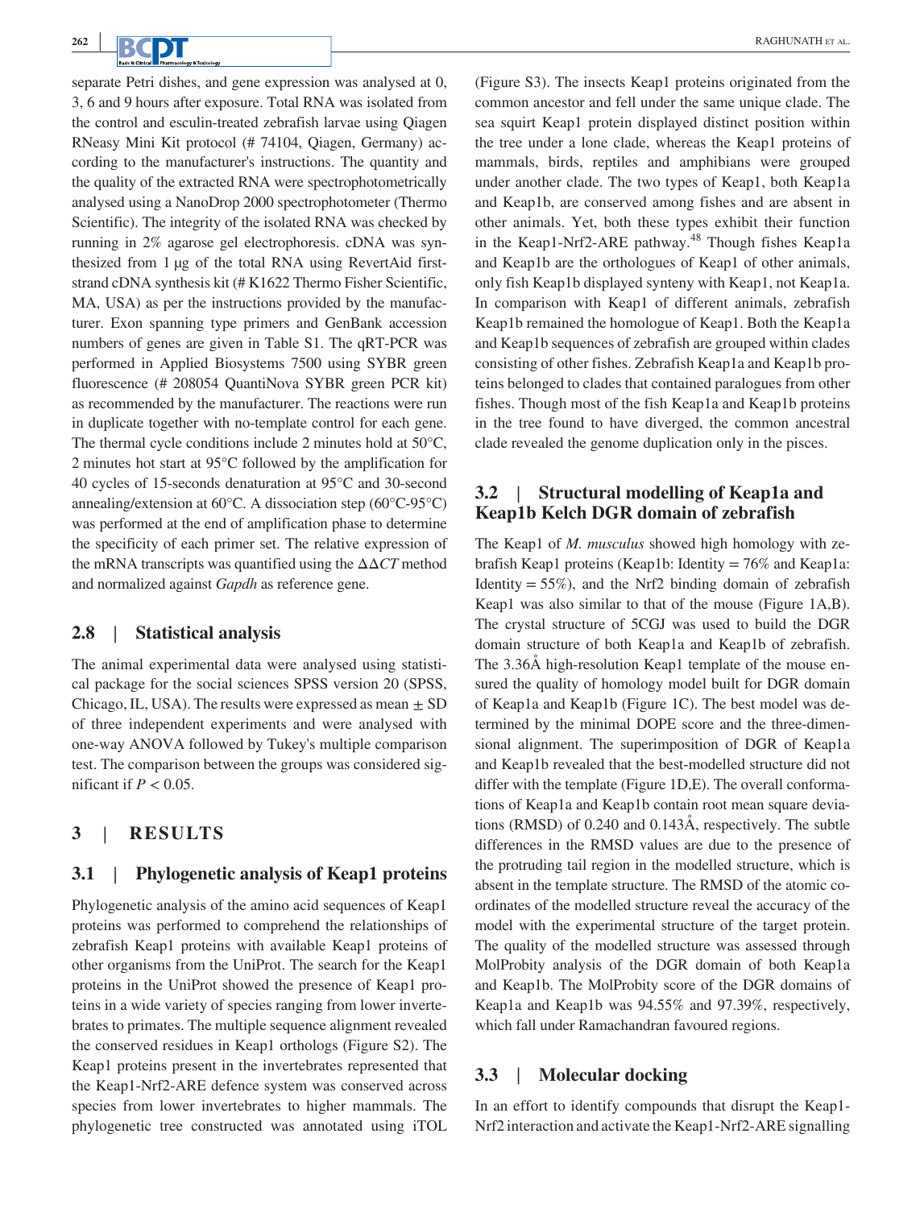separate Petri dishes, and gene expression was analysed at 0, 3, 6 and 9 hours after exposure. Total RNA was isolated from the control and esculin-treated zebrafish larvae using Qiagen RNeasy Mini Kit protocol (# 74104, Qiagen, Germany) according to the manufacturer's instructions. The quantity and the quality of the extracted RNA were spectrophotometrically analysed using a NanoDrop 2000 spectrophotometer (Thermo Scientific). The integrity of the isolated RNA was checked by running in 2% agarose gel electrophoresis. cDNA was synthesized from 1 μg of the total RNA using RevertAid first-strand cDNA synthesis kit (# K1622 Thermo Fisher Scientific, MA, USA) as per the instructions provided by the manufacturer. Exon spanning type primers and GenBank accession numbers of genes are given in Table S1. The qRT-PCR was performed in Applied Biosystems 7500 using SYBR green fluorescence (# 208054 QuantiNova SYBR green PCR kit) as recommended by the manufacturer. The reactions were run in duplicate together with no-template control for each gene. The thermal cycle conditions include 2 minutes hold at 50°C, 2 minutes hot start at 95°C followed by the amplification for 40 cycles of 15-seconds denaturation at 95°C and 30-second annealing/extension at 60°C. A dissociation step (60°C-95°C) was performed at the end of amplification phase to determine the specificity of each primer set. The relative expression of the mRNA transcripts was quantified using the $\Delta\Delta CT$ method and normalized against *Gapdh* as reference gene.

### 2.8 | Statistical analysis

The animal experimental data were analysed using statistical package for the social sciences SPSS version 20 (SPSS, Chicago, IL, USA). The results were expressed as mean ± SD of three independent experiments and were analysed with one-way ANOVA followed by Tukey's multiple comparison test. The comparison between the groups was considered significant if $P < 0.05$.

## 3 | RESULTS

### 3.1 | Phylogenetic analysis of Keap1 proteins

Phylogenetic analysis of the amino acid sequences of Keap1 proteins was performed to comprehend the relationships of zebrafish Keap1 proteins with available Keap1 proteins of other organisms from the UniProt. The search for the Keap1 proteins in the UniProt showed the presence of Keap1 proteins in a wide variety of species ranging from lower invertebrates to primates. The multiple sequence alignment revealed the conserved residues in Keap1 orthologs (Figure S2). The Keap1 proteins present in the invertebrates represented that the Keap1-Nrf2-ARE defence system was conserved across species from lower invertebrates to higher mammals. The phylogenetic tree constructed was annotated using iTOL (Figure S3). The insects Keap1 proteins originated from the common ancestor and fell under the same unique clade. The sea squirt Keap1 protein displayed distinct position within the tree under a lone clade, whereas the Keap1 proteins of mammals, birds, reptiles and amphibians were grouped under another clade. The two types of Keap1, both Keap1a and Keap1b, are conserved among fishes and are absent in other animals. Yet, both these types exhibit their function in the Keap1-Nrf2-ARE pathway.[48] Though fishes Keap1a and Keap1b are the orthologues of Keap1 of other animals, only fish Keap1b displayed synteny with Keap1, not Keap1a. In comparison with Keap1 of different animals, zebrafish Keap1b remained the homologue of Keap1. Both the Keap1a and Keap1b sequences of zebrafish are grouped within clades consisting of other fishes. Zebrafish Keap1a and Keap1b proteins belonged to clades that contained paralogues from other fishes. Though most of the fish Keap1a and Keap1b proteins in the tree found to have diverged, the common ancestral clade revealed the genome duplication only in the pisces.

### 3.2 | Structural modelling of Keap1a and Keap1b Kelch DGR domain of zebrafish

The Keap1 of *M. musculus* showed high homology with zebrafish Keap1 proteins (Keap1b: Identity = 76% and Keap1a: Identity = 55%), and the Nrf2 binding domain of zebrafish Keap1 was also similar to that of the mouse (Figure 1A,B). The crystal structure of 5CGJ was used to build the DGR domain structure of both Keap1a and Keap1b of zebrafish. The 3.36Å high-resolution Keap1 template of the mouse ensured the quality of homology model built for DGR domain of Keap1a and Keap1b (Figure 1C). The best model was determined by the minimal DOPE score and the three-dimensional alignment. The superimposition of DGR of Keap1a and Keap1b revealed that the best-modelled structure did not differ with the template (Figure 1D,E). The overall conformations of Keap1a and Keap1b contain root mean square deviations (RMSD) of 0.240 and 0.143Å, respectively. The subtle differences in the RMSD values are due to the presence of the protruding tail region in the modelled structure, which is absent in the template structure. The RMSD of the atomic coordinates of the modelled structure reveal the accuracy of the model with the experimental structure of the target protein. The quality of the modelled structure was assessed through MolProbity analysis of the DGR domain of both Keap1a and Keap1b. The MolProbity score of the DGR domains of Keap1a and Keap1b was 94.55% and 97.39%, respectively, which fall under Ramachandran favoured regions.

### 3.3 | Molecular docking

In an effort to identify compounds that disrupt the Keap1-Nrf2 interaction and activate the Keap1-Nrf2-ARE signalling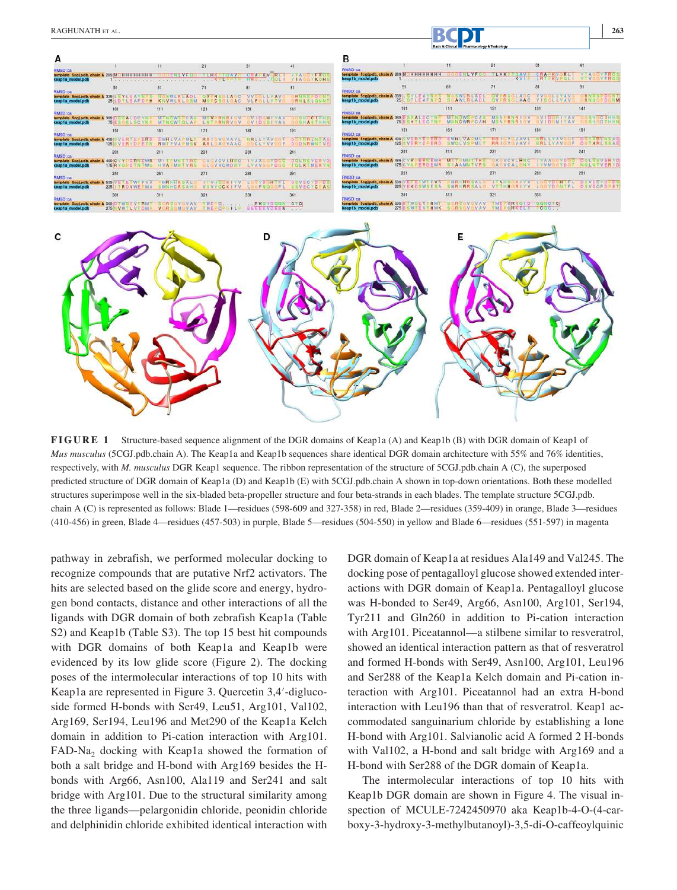**FIGURE 1** Structure-based sequence alignment of the DGR domains of Keap1a (A) and Keap1b (B) with DGR domain of Keap1 of *Mus musculus* (5CGJ.pdb.chain A). The Keap1a and Keap1b sequences share identical DGR domain architecture with 55% and 76% identities, respectively, with *M. musculus* DGR Keap1 sequence. The ribbon representation of the structure of 5CGJ.pdb.chain A (C), the superposed predicted structure of DGR domain of Keap1a (D) and Keap1b (E) with 5CGJ.pdb.chain A shown in top-down orientations. Both these modelled structures superimpose well in the six-bladed beta-propeller structure and four beta-strands in each blades. The template structure 5CGJ.pdb. chain A (C) is represented as follows: Blade 1—residues (598-609 and 327-358) in red, Blade 2—residues (359-409) in orange, Blade 3—residues (410-456) in green, Blade 4—residues (457-503) in purple, Blade 5—residues (504-550) in yellow and Blade 6—residues (551-597) in magenta

pathway in zebrafish, we performed molecular docking to recognize compounds that are putative Nrf2 activators. The hits are selected based on the glide score and energy, hydrogen bond contacts, distance and other interactions of all the ligands with DGR domain of both zebrafish Keap1a (Table S2) and Keap1b (Table S3). The top 15 best hit compounds with DGR domains of both Keap1a and Keap1b were evidenced by its low glide score (Figure 2). The docking poses of the intermolecular interactions of top 10 hits with Keap1a are represented in Figure 3. Quercetin 3,4′-diglucoside formed H-bonds with Ser49, Leu51, Arg101, Val102, Arg169, Ser194, Leu196 and Met290 of the Keap1a Kelch domain in addition to Pi-cation interaction with Arg101. FAD-$Na_2$ docking with Keap1a showed the formation of both a salt bridge and H-bond with Arg169 besides the H-bonds with Arg66, Asn100, Ala119 and Ser241 and salt bridge with Arg101. Due to the structural similarity among the three ligands—pelargonidin chloride, peonidin chloride and delphinidin chloride exhibited identical interaction with DGR domain of Keap1a at residues Ala149 and Val245. The docking pose of pentagalloyl glucose showed extended interactions with DGR domain of Keap1a. Pentagalloyl glucose was H-bonded to Ser49, Arg66, Asn100, Arg101, Ser194, Tyr211 and Gln260 in addition to Pi-cation interaction with Arg101. Piceatannol—a stilbene similar to resveratrol, showed an identical interaction pattern as that of resveratrol and formed H-bonds with Ser49, Asn100, Arg101, Leu196 and Ser288 of the Keap1a Kelch domain and Pi-cation interaction with Arg101. Piceatannol had an extra H-bond interaction with Leu196 than that of resveratrol. Keap1 accommodated sanguinarium chloride by establishing a lone H-bond with Arg101. Salvianolic acid A formed 2 H-bonds with Val102, a H-bond and salt bridge with Arg169 and a H-bond with Ser288 of the DGR of Keap1a.

The intermolecular interactions of top 10 hits with Keap1b DGR domain are shown in Figure 4. The visual inspection of MCULE-7242450970 aka Keap1b-4-O-(4-carboxy-3-hydroxy-3-methylbutanoyl)-3,5-di-O-caffeoylquinic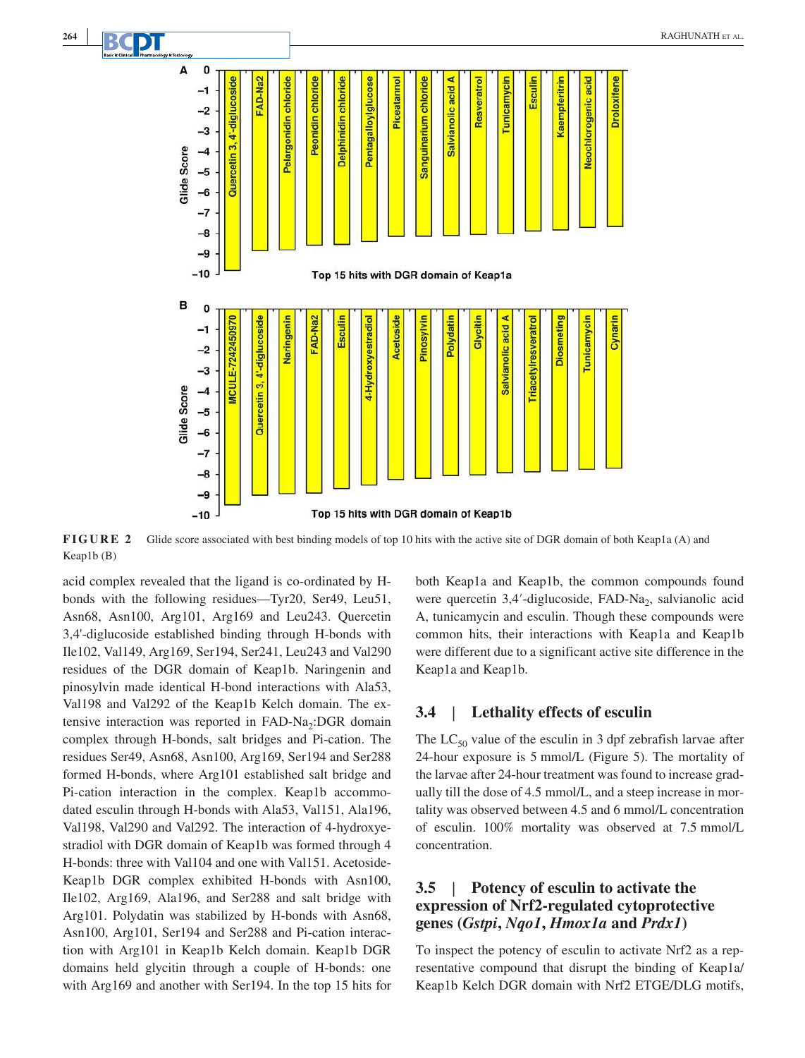**FIGURE 2** Glide score associated with best binding models of top 10 hits with the active site of DGR domain of both Keap1a (A) and Keap1b (B)

acid complex revealed that the ligand is co-ordinated by H-bonds with the following residues—Tyr20, Ser49, Leu51, Asn68, Asn100, Arg101, Arg169 and Leu243. Quercetin 3,4′-diglucoside established binding through H-bonds with Ile102, Val149, Arg169, Ser194, Ser241, Leu243 and Val290 residues of the DGR domain of Keap1b. Naringenin and pinosylvin made identical H-bond interactions with Ala53, Val198 and Val292 of the Keap1b Kelch domain. The extensive interaction was reported in FAD-$Na_2$:DGR domain complex through H-bonds, salt bridges and Pi-cation. The residues Ser49, Asn68, Asn100, Arg169, Ser194 and Ser288 formed H-bonds, where Arg101 established salt bridge and Pi-cation interaction in the complex. Keap1b accommodated esculin through H-bonds with Ala53, Val151, Ala196, Val198, Val290 and Val292. The interaction of 4-hydroxyestradiol with DGR domain of Keap1b was formed through 4 H-bonds: three with Val104 and one with Val151. Acetoside-Keap1b DGR complex exhibited H-bonds with Asn100, Ile102, Arg169, Ala196, and Ser288 and salt bridge with Arg101. Polydatin was stabilized by H-bonds with Asn68, Asn100, Arg101, Ser194 and Ser288 and Pi-cation interaction with Arg101 in Keap1b Kelch domain. Keap1b DGR domains held glycitin through a couple of H-bonds: one with Arg169 and another with Ser194. In the top 15 hits for both Keap1a and Keap1b, the common compounds found were quercetin 3,4′-diglucoside, FAD-$Na_2$, salvianolic acid A, tunicamycin and esculin. Though these compounds were common hits, their interactions with Keap1a and Keap1b were different due to a significant active site difference in the Keap1a and Keap1b.

## 3.4 | Lethality effects of esculin

The $LC_{50}$ value of the esculin in 3 dpf zebrafish larvae after 24-hour exposure is 5 mmol/L (Figure 5). The mortality of the larvae after 24-hour treatment was found to increase gradually till the dose of 4.5 mmol/L, and a steep increase in mortality was observed between 4.5 and 6 mmol/L concentration of esculin. 100% mortality was observed at 7.5 mmol/L concentration.

## 3.5 | Potency of esculin to activate the expression of Nrf2-regulated cytoprotective genes (*Gstpi*, *Nqo1*, *Hmox1a* and *Prdx1*)

To inspect the potency of esculin to activate Nrf2 as a representative compound that disrupt the binding of Keap1a/Keap1b Kelch DGR domain with Nrf2 ETGE/DLG motifs,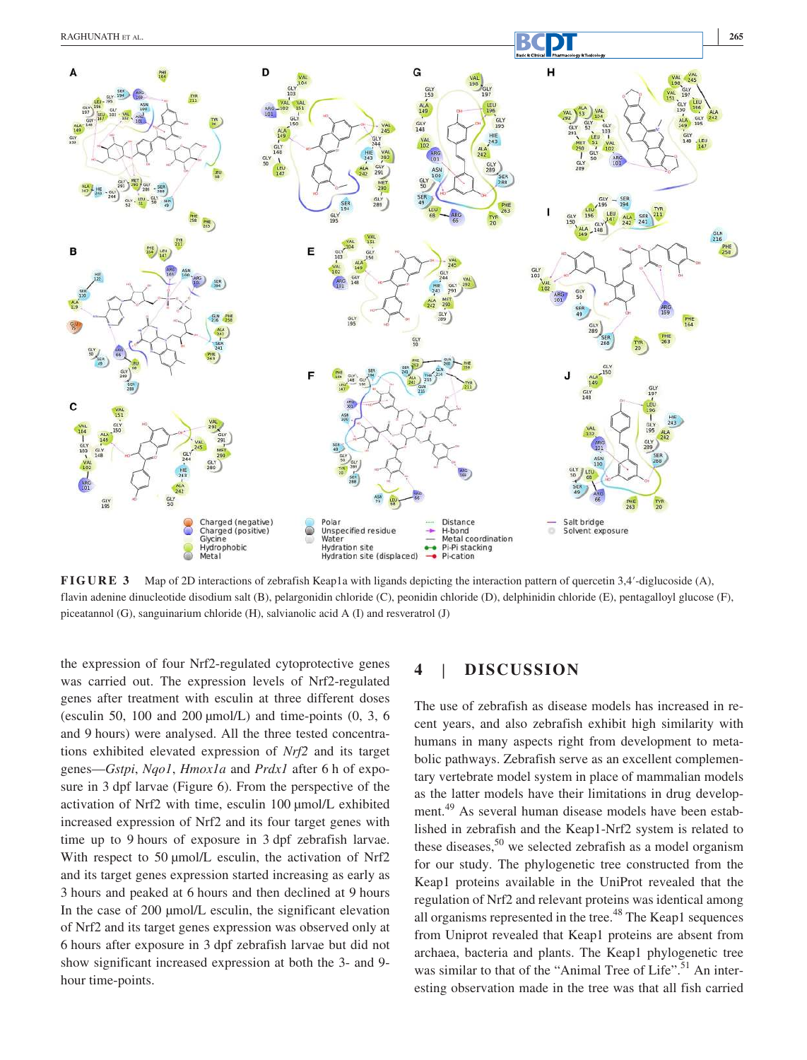**FIGURE 3** Map of 2D interactions of zebrafish Keap1a with ligands depicting the interaction pattern of quercetin 3,4′-diglucoside (A), flavin adenine dinucleotide disodium salt (B), pelargonidin chloride (C), peonidin chloride (D), delphinidin chloride (E), pentagalloyl glucose (F), piceatannol (G), sanguinarium chloride (H), salvianolic acid A (I) and resveratrol (J)

the expression of four Nrf2-regulated cytoprotective genes was carried out. The expression levels of Nrf2-regulated genes after treatment with esculin at three different doses (esculin 50, 100 and 200 μmol/L) and time-points (0, 3, 6 and 9 hours) were analysed. All the three tested concentrations exhibited elevated expression of *Nrf2* and its target genes—*Gstpi*, *Nqo1*, *Hmox1a* and *Prdx1* after 6 h of exposure in 3 dpf larvae (Figure 6). From the perspective of the activation of Nrf2 with time, esculin 100 μmol/L exhibited increased expression of Nrf2 and its four target genes with time up to 9 hours of exposure in 3 dpf zebrafish larvae. With respect to 50 μmol/L esculin, the activation of Nrf2 and its target genes expression started increasing as early as 3 hours and peaked at 6 hours and then declined at 9 hours In the case of 200 μmol/L esculin, the significant elevation of Nrf2 and its target genes expression was observed only at 6 hours after exposure in 3 dpf zebrafish larvae but did not show significant increased expression at both the 3- and 9-hour time-points.

## 4 | DISCUSSION

The use of zebrafish as disease models has increased in recent years, and also zebrafish exhibit high similarity with humans in many aspects right from development to metabolic pathways. Zebrafish serve as an excellent complementary vertebrate model system in place of mammalian models as the latter models have their limitations in drug development.[49] As several human disease models have been established in zebrafish and the Keap1-Nrf2 system is related to these diseases,[50] we selected zebrafish as a model organism for our study. The phylogenetic tree constructed from the Keap1 proteins available in the UniProt revealed that the regulation of Nrf2 and relevant proteins was identical among all organisms represented in the tree.[48] The Keap1 sequences from Uniprot revealed that Keap1 proteins are absent from archaea, bacteria and plants. The Keap1 phylogenetic tree was similar to that of the "Animal Tree of Life".[51] An interesting observation made in the tree was that all fish carried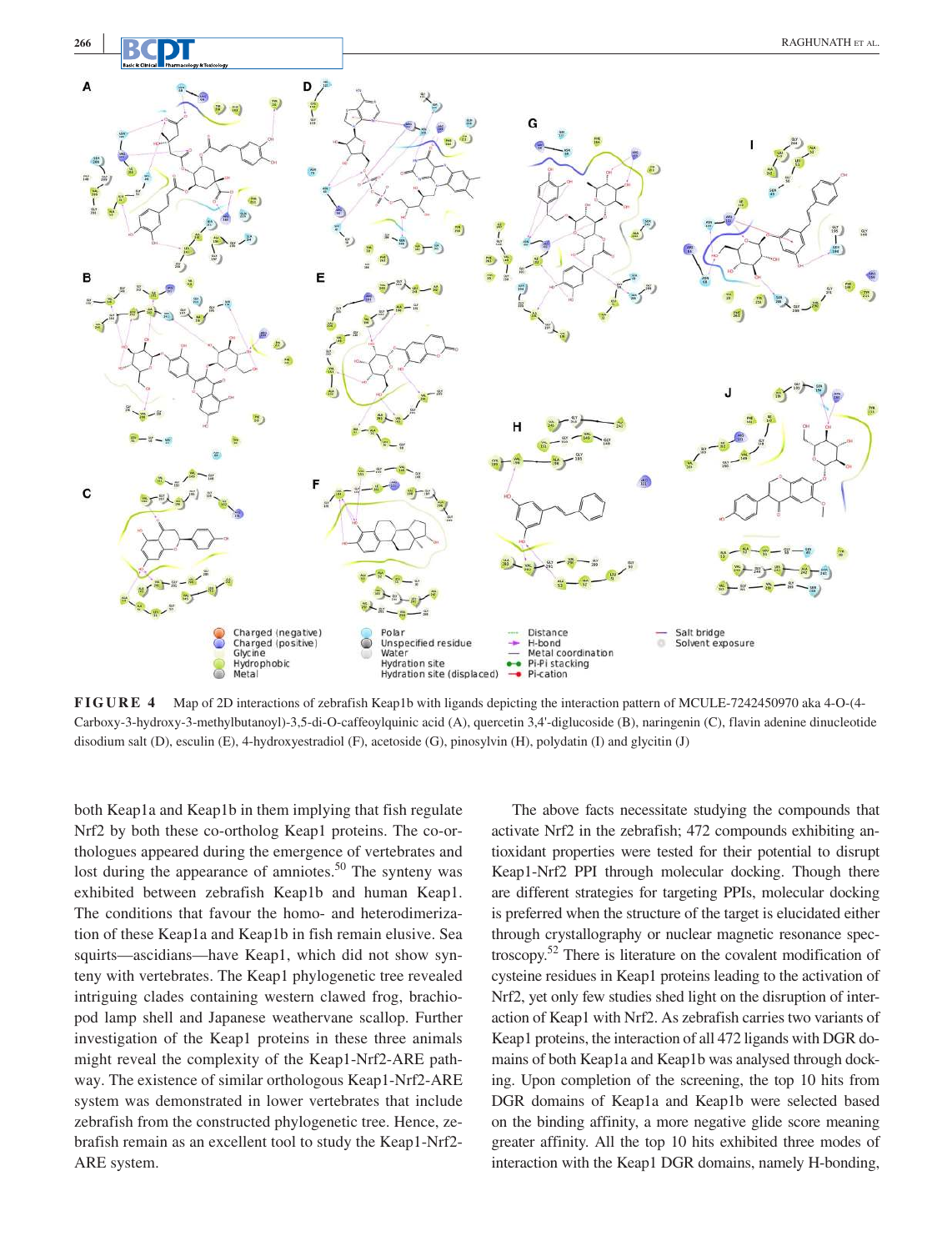**FIGURE 4** Map of 2D interactions of zebrafish Keap1b with ligands depicting the interaction pattern of MCULE-7242450970 aka 4-O-(4-Carboxy-3-hydroxy-3-methylbutanoyl)-3,5-di-O-caffeoylquinic acid (A), quercetin 3,4'-diglucoside (B), naringenin (C), flavin adenine dinucleotide disodium salt (D), esculin (E), 4-hydroxyestradiol (F), acetoside (G), pinosylvin (H), polydatin (I) and glycitin (J)

both Keap1a and Keap1b in them implying that fish regulate Nrf2 by both these co-ortholog Keap1 proteins. The co-orthologues appeared during the emergence of vertebrates and lost during the appearance of amniotes.[50] The synteny was exhibited between zebrafish Keap1b and human Keap1. The conditions that favour the homo- and heterodimerization of these Keap1a and Keap1b in fish remain elusive. Sea squirts—ascidians—have Keap1, which did not show synteny with vertebrates. The Keap1 phylogenetic tree revealed intriguing clades containing western clawed frog, brachiopod lamp shell and Japanese weathervane scallop. Further investigation of the Keap1 proteins in these three animals might reveal the complexity of the Keap1-Nrf2-ARE pathway. The existence of similar orthologous Keap1-Nrf2-ARE system was demonstrated in lower vertebrates that include zebrafish from the constructed phylogenetic tree. Hence, zebrafish remain as an excellent tool to study the Keap1-Nrf2-ARE system.

The above facts necessitate studying the compounds that activate Nrf2 in the zebrafish; 472 compounds exhibiting antioxidant properties were tested for their potential to disrupt Keap1-Nrf2 PPI through molecular docking. Though there are different strategies for targeting PPIs, molecular docking is preferred when the structure of the target is elucidated either through crystallography or nuclear magnetic resonance spectroscopy.[52] There is literature on the covalent modification of cysteine residues in Keap1 proteins leading to the activation of Nrf2, yet only few studies shed light on the disruption of interaction of Keap1 with Nrf2. As zebrafish carries two variants of Keap1 proteins, the interaction of all 472 ligands with DGR domains of both Keap1a and Keap1b was analysed through docking. Upon completion of the screening, the top 10 hits from DGR domains of Keap1a and Keap1b were selected based on the binding affinity, a more negative glide score meaning greater affinity. All the top 10 hits exhibited three modes of interaction with the Keap1 DGR domains, namely H-bonding,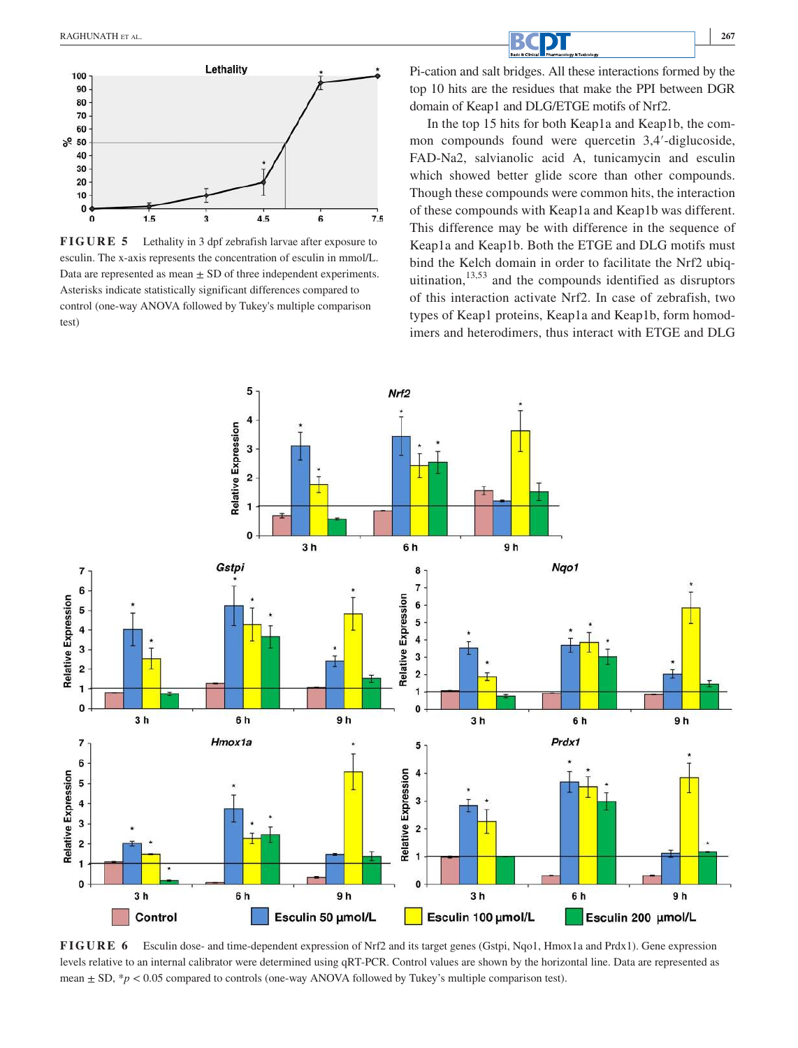**FIGURE 5** Lethality in 3 dpf zebrafish larvae after exposure to esculin. The x-axis represents the concentration of esculin in mmol/L. Data are represented as mean ± SD of three independent experiments. Asterisks indicate statistically significant differences compared to control (one-way ANOVA followed by Tukey's multiple comparison test)

Pi-cation and salt bridges. All these interactions formed by the top 10 hits are the residues that make the PPI between DGR domain of Keap1 and DLG/ETGE motifs of Nrf2.

In the top 15 hits for both Keap1a and Keap1b, the common compounds found were quercetin 3,4′-diglucoside, FAD-Na2, salvianolic acid A, tunicamycin and esculin which showed better glide score than other compounds. Though these compounds were common hits, the interaction of these compounds with Keap1a and Keap1b was different. This difference may be with difference in the sequence of Keap1a and Keap1b. Both the ETGE and DLG motifs must bind the Kelch domain in order to facilitate the Nrf2 ubiquitination,[13,53] and the compounds identified as disruptors of this interaction activate Nrf2. In case of zebrafish, two types of Keap1 proteins, Keap1a and Keap1b, form homodimers and heterodimers, thus interact with ETGE and DLG

**FIGURE 6** Esculin dose- and time-dependent expression of Nrf2 and its target genes (Gstpi, Nqo1, Hmox1a and Prdx1). Gene expression levels relative to an internal calibrator were determined using qRT-PCR. Control values are shown by the horizontal line. Data are represented as mean ± SD, *$p < 0.05$ compared to controls (one-way ANOVA followed by Tukey's multiple comparison test).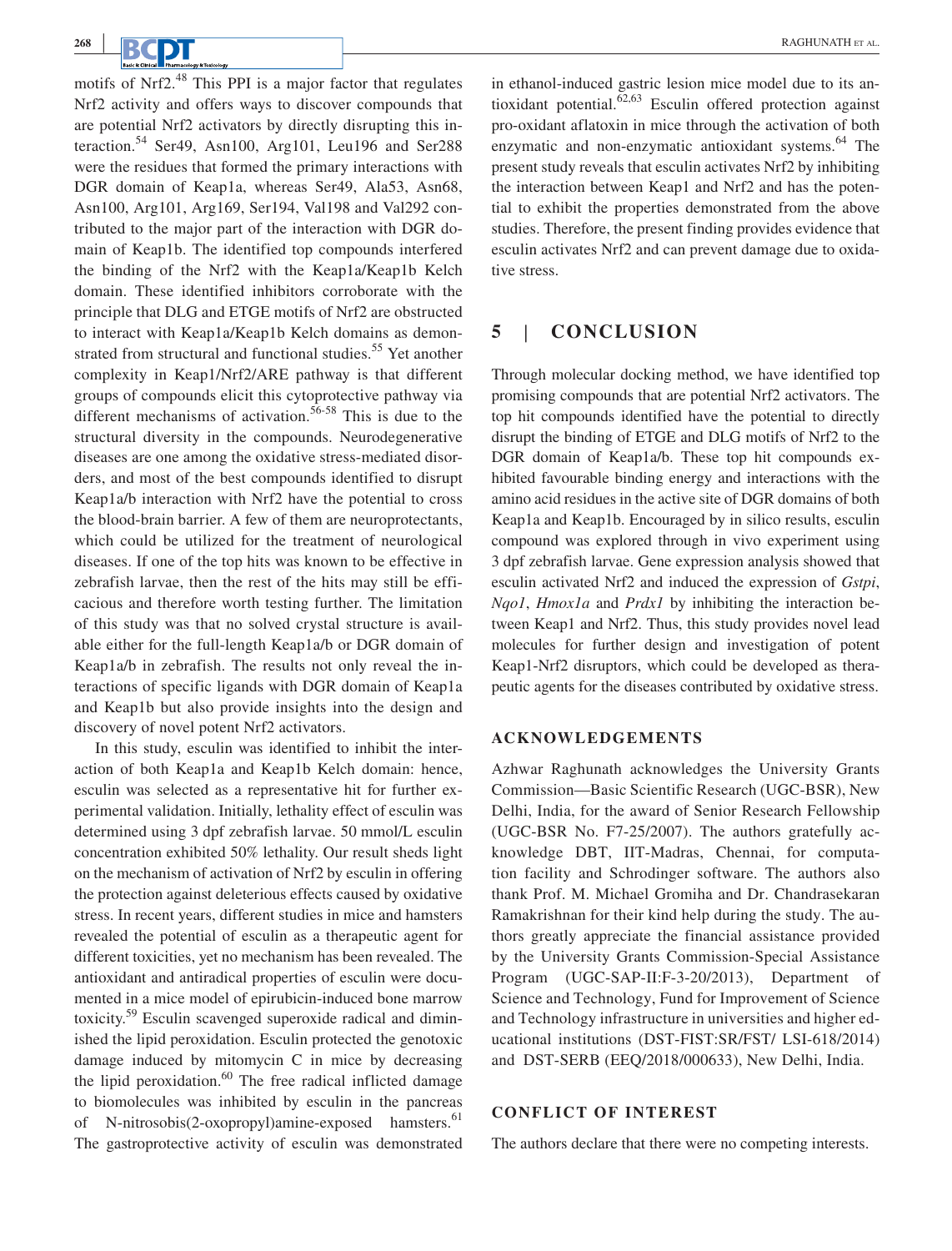motifs of Nrf2.[48] This PPI is a major factor that regulates Nrf2 activity and offers ways to discover compounds that are potential Nrf2 activators by directly disrupting this interaction.[54] Ser49, Asn100, Arg101, Leu196 and Ser288 were the residues that formed the primary interactions with DGR domain of Keap1a, whereas Ser49, Ala53, Asn68, Asn100, Arg101, Arg169, Ser194, Val198 and Val292 contributed to the major part of the interaction with DGR domain of Keap1b. The identified top compounds interfered the binding of the Nrf2 with the Keap1a/Keap1b Kelch domain. These identified inhibitors corroborate with the principle that DLG and ETGE motifs of Nrf2 are obstructed to interact with Keap1a/Keap1b Kelch domains as demonstrated from structural and functional studies.[55] Yet another complexity in Keap1/Nrf2/ARE pathway is that different groups of compounds elicit this cytoprotective pathway via different mechanisms of activation.[56-58] This is due to the structural diversity in the compounds. Neurodegenerative diseases are one among the oxidative stress-mediated disorders, and most of the best compounds identified to disrupt Keap1a/b interaction with Nrf2 have the potential to cross the blood-brain barrier. A few of them are neuroprotectants, which could be utilized for the treatment of neurological diseases. If one of the top hits was known to be effective in zebrafish larvae, then the rest of the hits may still be efficacious and therefore worth testing further. The limitation of this study was that no solved crystal structure is available either for the full-length Keap1a/b or DGR domain of Keap1a/b in zebrafish. The results not only reveal the interactions of specific ligands with DGR domain of Keap1a and Keap1b but also provide insights into the design and discovery of novel potent Nrf2 activators.

In this study, esculin was identified to inhibit the interaction of both Keap1a and Keap1b Kelch domain: hence, esculin was selected as a representative hit for further experimental validation. Initially, lethality effect of esculin was determined using 3 dpf zebrafish larvae. 50 mmol/L esculin concentration exhibited 50% lethality. Our result sheds light on the mechanism of activation of Nrf2 by esculin in offering the protection against deleterious effects caused by oxidative stress. In recent years, different studies in mice and hamsters revealed the potential of esculin as a therapeutic agent for different toxicities, yet no mechanism has been revealed. The antioxidant and antiradical properties of esculin were documented in a mice model of epirubicin-induced bone marrow toxicity.[59] Esculin scavenged superoxide radical and diminished the lipid peroxidation. Esculin protected the genotoxic damage induced by mitomycin C in mice by decreasing the lipid peroxidation.[60] The free radical inflicted damage to biomolecules was inhibited by esculin in the pancreas of N-nitrosobis(2-oxopropyl)amine-exposed hamsters.[61] The gastroprotective activity of esculin was demonstrated in ethanol-induced gastric lesion mice model due to its antioxidant potential.[62,63] Esculin offered protection against pro-oxidant aflatoxin in mice through the activation of both enzymatic and non-enzymatic antioxidant systems.[64] The present study reveals that esculin activates Nrf2 by inhibiting the interaction between Keap1 and Nrf2 and has the potential to exhibit the properties demonstrated from the above studies. Therefore, the present finding provides evidence that esculin activates Nrf2 and can prevent damage due to oxidative stress.

## 5 | CONCLUSION

Through molecular docking method, we have identified top promising compounds that are potential Nrf2 activators. The top hit compounds identified have the potential to directly disrupt the binding of ETGE and DLG motifs of Nrf2 to the DGR domain of Keap1a/b. These top hit compounds exhibited favourable binding energy and interactions with the amino acid residues in the active site of DGR domains of both Keap1a and Keap1b. Encouraged by in silico results, esculin compound was explored through in vivo experiment using 3 dpf zebrafish larvae. Gene expression analysis showed that esculin activated Nrf2 and induced the expression of *Gstpi*, *Nqo1*, *Hmox1a* and *Prdx1* by inhibiting the interaction between Keap1 and Nrf2. Thus, this study provides novel lead molecules for further design and investigation of potent Keap1-Nrf2 disruptors, which could be developed as therapeutic agents for the diseases contributed by oxidative stress.

### ACKNOWLEDGEMENTS

Azhwar Raghunath acknowledges the University Grants Commission—Basic Scientific Research (UGC-BSR), New Delhi, India, for the award of Senior Research Fellowship (UGC-BSR No. F7-25/2007). The authors gratefully acknowledge DBT, IIT-Madras, Chennai, for computation facility and Schrodinger software. The authors also thank Prof. M. Michael Gromiha and Dr. Chandrasekaran Ramakrishnan for their kind help during the study. The authors greatly appreciate the financial assistance provided by the University Grants Commission-Special Assistance Program (UGC-SAP-II:F-3-20/2013), Department of Science and Technology, Fund for Improvement of Science and Technology infrastructure in universities and higher educational institutions (DST-FIST:SR/FST/ LSI-618/2014) and DST-SERB (EEQ/2018/000633), New Delhi, India.

### CONFLICT OF INTEREST

The authors declare that there were no competing interests.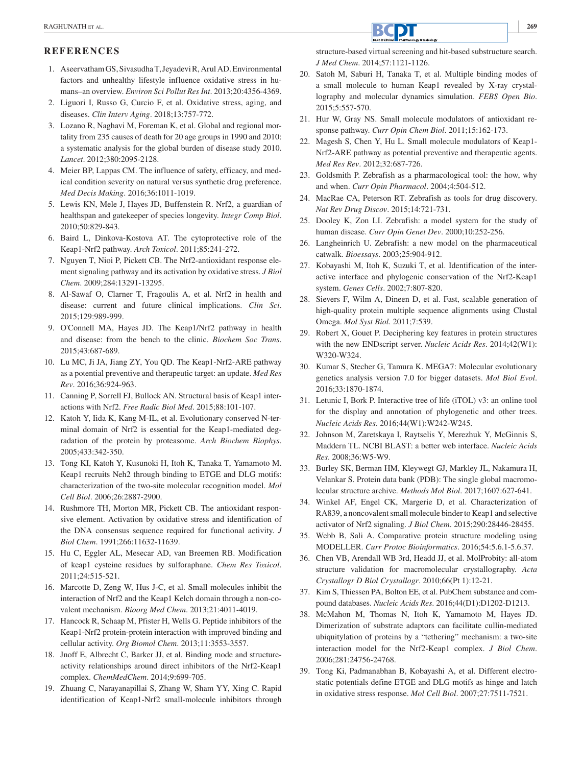## REFERENCES

1. Aseervatham GS, Sivasudha T, Jeyadevi R, Arul AD. Environmental factors and unhealthy lifestyle influence oxidative stress in humans–an overview. *Environ Sci Pollut Res Int*. 2013;20:4356-4369.
2. Liguori I, Russo G, Curcio F, et al. Oxidative stress, aging, and diseases. *Clin Interv Aging*. 2018;13:757-772.
3. Lozano R, Naghavi M, Foreman K, et al. Global and regional mortality from 235 causes of death for 20 age groups in 1990 and 2010: a systematic analysis for the global burden of disease study 2010. *Lancet*. 2012;380:2095-2128.
4. Meier BP, Lappas CM. The influence of safety, efficacy, and medical condition severity on natural versus synthetic drug preference. *Med Decis Making*. 2016;36:1011-1019.
5. Lewis KN, Mele J, Hayes JD, Buffenstein R. Nrf2, a guardian of healthspan and gatekeeper of species longevity. *Integr Comp Biol*. 2010;50:829-843.
6. Baird L, Dinkova-Kostova AT. The cytoprotective role of the Keap1-Nrf2 pathway. *Arch Toxicol*. 2011;85:241-272.
7. Nguyen T, Nioi P, Pickett CB. The Nrf2-antioxidant response element signaling pathway and its activation by oxidative stress. *J Biol Chem*. 2009;284:13291-13295.
8. Al-Sawaf O, Clarner T, Fragoulis A, et al. Nrf2 in health and disease: current and future clinical implications. *Clin Sci*. 2015;129:989-999.
9. O'Connell MA, Hayes JD. The Keap1/Nrf2 pathway in health and disease: from the bench to the clinic. *Biochem Soc Trans*. 2015;43:687-689.
10. Lu MC, Ji JA, Jiang ZY, You QD. The Keap1-Nrf2-ARE pathway as a potential preventive and therapeutic target: an update. *Med Res Rev*. 2016;36:924-963.
11. Canning P, Sorrell FJ, Bullock AN. Structural basis of Keap1 interactions with Nrf2. *Free Radic Biol Med*. 2015;88:101-107.
12. Katoh Y, Iida K, Kang M-IL, et al. Evolutionary conserved N-terminal domain of Nrf2 is essential for the Keap1-mediated degradation of the protein by proteasome. *Arch Biochem Biophys*. 2005;433:342-350.
13. Tong KI, Katoh Y, Kusunoki H, Itoh K, Tanaka T, Yamamoto M. Keap1 recruits Neh2 through binding to ETGE and DLG motifs: characterization of the two-site molecular recognition model. *Mol Cell Biol*. 2006;26:2887-2900.
14. Rushmore TH, Morton MR, Pickett CB. The antioxidant responsive element. Activation by oxidative stress and identification of the DNA consensus sequence required for functional activity. *J Biol Chem*. 1991;266:11632-11639.
15. Hu C, Eggler AL, Mesecar AD, van Breemen RB. Modification of keap1 cysteine residues by sulforaphane. *Chem Res Toxicol*. 2011;24:515-521.
16. Marcotte D, Zeng W, Hus J-C, et al. Small molecules inhibit the interaction of Nrf2 and the Keap1 Kelch domain through a non-covalent mechanism. *Bioorg Med Chem*. 2013;21:4011-4019.
17. Hancock R, Schaap M, Pfister H, Wells G. Peptide inhibitors of the Keap1-Nrf2 protein-protein interaction with improved binding and cellular activity. *Org Biomol Chem*. 2013;11:3553-3557.
18. Jnoff E, Albrecht C, Barker JJ, et al. Binding mode and structure-activity relationships around direct inhibitors of the Nrf2-Keap1 complex. *ChemMedChem*. 2014;9:699-705.
19. Zhuang C, Narayanapillai S, Zhang W, Sham YY, Xing C. Rapid identification of Keap1-Nrf2 small-molecule inhibitors through structure-based virtual screening and hit-based substructure search. *J Med Chem*. 2014;57:1121-1126.
20. Satoh M, Saburi H, Tanaka T, et al. Multiple binding modes of a small molecule to human Keap1 revealed by X-ray crystallography and molecular dynamics simulation. *FEBS Open Bio*. 2015;5:557-570.
21. Hur W, Gray NS. Small molecule modulators of antioxidant response pathway. *Curr Opin Chem Biol*. 2011;15:162-173.
22. Magesh S, Chen Y, Hu L. Small molecule modulators of Keap1-Nrf2-ARE pathway as potential preventive and therapeutic agents. *Med Res Rev*. 2012;32:687-726.
23. Goldsmith P. Zebrafish as a pharmacological tool: the how, why and when. *Curr Opin Pharmacol*. 2004;4:504-512.
24. MacRae CA, Peterson RT. Zebrafish as tools for drug discovery. *Nat Rev Drug Discov*. 2015;14:721-731.
25. Dooley K, Zon LI. Zebrafish: a model system for the study of human disease. *Curr Opin Genet Dev*. 2000;10:252-256.
26. Langheinrich U. Zebrafish: a new model on the pharmaceutical catwalk. *Bioessays*. 2003;25:904-912.
27. Kobayashi M, Itoh K, Suzuki T, et al. Identification of the interactive interface and phylogenic conservation of the Nrf2-Keap1 system. *Genes Cells*. 2002;7:807-820.
28. Sievers F, Wilm A, Dineen D, et al. Fast, scalable generation of high-quality protein multiple sequence alignments using Clustal Omega. *Mol Syst Biol*. 2011;7:539.
29. Robert X, Gouet P. Deciphering key features in protein structures with the new ENDscript server. *Nucleic Acids Res*. 2014;42(W1):W320-W324.
30. Kumar S, Stecher G, Tamura K. MEGA7: Molecular evolutionary genetics analysis version 7.0 for bigger datasets. *Mol Biol Evol*. 2016;33:1870-1874.
31. Letunic I, Bork P. Interactive tree of life (iTOL) v3: an online tool for the display and annotation of phylogenetic and other trees. *Nucleic Acids Res*. 2016;44(W1):W242-W245.
32. Johnson M, Zaretskaya I, Raytselis Y, Merezhuk Y, McGinnis S, Maddern TL. NCBI BLAST: a better web interface. *Nucleic Acids Res*. 2008;36:W5-W9.
33. Burley SK, Berman HM, Kleywegt GJ, Markley JL, Nakamura H, Velankar S. Protein data bank (PDB): The single global macromolecular structure archive. *Methods Mol Biol*. 2017;1607:627-641.
34. Winkel AF, Engel CK, Margerie D, et al. Characterization of RA839, a noncovalent small molecule binder to Keap1 and selective activator of Nrf2 signaling. *J Biol Chem*. 2015;290:28446-28455.
35. Webb B, Sali A. Comparative protein structure modeling using MODELLER. *Curr Protoc Bioinformatics*. 2016;54:5.6.1-5.6.37.
36. Chen VB, Arendall WB 3rd, Headd JJ, et al. MolProbity: all-atom structure validation for macromolecular crystallography. *Acta Crystallogr D Biol Crystallogr*. 2010;66(Pt 1):12-21.
37. Kim S, Thiessen PA, Bolton EE, et al. PubChem substance and compound databases. *Nucleic Acids Res*. 2016;44(D1):D1202-D1213.
38. McMahon M, Thomas N, Itoh K, Yamamoto M, Hayes JD. Dimerization of substrate adaptors can facilitate cullin-mediated ubiquitylation of proteins by a "tethering" mechanism: a two-site interaction model for the Nrf2-Keap1 complex. *J Biol Chem*. 2006;281:24756-24768.
39. Tong Ki, Padmanabhan B, Kobayashi A, et al. Different electrostatic potentials define ETGE and DLG motifs as hinge and latch in oxidative stress response. *Mol Cell Biol*. 2007;27:7511-7521.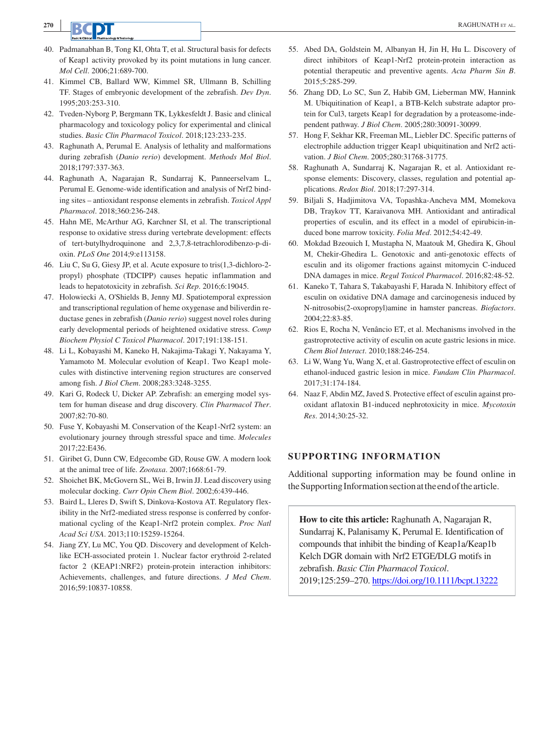40. Padmanabhan B, Tong KI, Ohta T, et al. Structural basis for defects of Keap1 activity provoked by its point mutations in lung cancer. *Mol Cell*. 2006;21:689-700.
41. Kimmel CB, Ballard WW, Kimmel SR, Ullmann B, Schilling TF. Stages of embryonic development of the zebrafish. *Dev Dyn*. 1995;203:253-310.
42. Tveden-Nyborg P, Bergmann TK, Lykkesfeldt J. Basic and clinical pharmacology and toxicology policy for experimental and clinical studies. *Basic Clin Pharmacol Toxicol*. 2018;123:233-235.
43. Raghunath A, Perumal E. Analysis of lethality and malformations during zebrafish (*Danio rerio*) development. *Methods Mol Biol*. 2018;1797:337-363.
44. Raghunath A, Nagarajan R, Sundarraj K, Panneerselvam L, Perumal E. Genome-wide identification and analysis of Nrf2 binding sites – antioxidant response elements in zebrafish. *Toxicol Appl Pharmacol*. 2018;360:236-248.
45. Hahn ME, McArthur AG, Karchner SI, et al. The transcriptional response to oxidative stress during vertebrate development: effects of tert-butylhydroquinone and 2,3,7,8-tetrachlorodibenzo-p-dioxin. *PLoS One* 2014;9:e113158.
46. Liu C, Su G, Giesy JP, et al. Acute exposure to tris(1,3-dichloro-2-propyl) phosphate (TDCIPP) causes hepatic inflammation and leads to hepatotoxicity in zebrafish. *Sci Rep*. 2016;6:19045.
47. Holowiecki A, O'Shields B, Jenny MJ. Spatiotemporal expression and transcriptional regulation of heme oxygenase and biliverdin reductase genes in zebrafish (*Danio rerio*) suggest novel roles during early developmental periods of heightened oxidative stress. *Comp Biochem Physiol C Toxicol Pharmacol*. 2017;191:138-151.
48. Li L, Kobayashi M, Kaneko H, Nakajima-Takagi Y, Nakayama Y, Yamamoto M. Molecular evolution of Keap1. Two Keap1 molecules with distinctive intervening region structures are conserved among fish. *J Biol Chem*. 2008;283:3248-3255.
49. Kari G, Rodeck U, Dicker AP. Zebrafish: an emerging model system for human disease and drug discovery. *Clin Pharmacol Ther*. 2007;82:70-80.
50. Fuse Y, Kobayashi M. Conservation of the Keap1-Nrf2 system: an evolutionary journey through stressful space and time. *Molecules* 2017;22:E436.
51. Giribet G, Dunn CW, Edgecombe GD, Rouse GW. A modern look at the animal tree of life. *Zootaxa*. 2007;1668:61-79.
52. Shoichet BK, McGovern SL, Wei B, Irwin JJ. Lead discovery using molecular docking. *Curr Opin Chem Biol*. 2002;6:439-446.
53. Baird L, Lleres D, Swift S, Dinkova-Kostova AT. Regulatory flexibility in the Nrf2-mediated stress response is conferred by conformational cycling of the Keap1-Nrf2 protein complex. *Proc Natl Acad Sci USA*. 2013;110:15259-15264.
54. Jiang ZY, Lu MC, You QD. Discovery and development of Kelch-like ECH-associated protein 1. Nuclear factor erythroid 2-related factor 2 (KEAP1:NRF2) protein-protein interaction inhibitors: Achievements, challenges, and future directions. *J Med Chem*. 2016;59:10837-10858.
55. Abed DA, Goldstein M, Albanyan H, Jin H, Hu L. Discovery of direct inhibitors of Keap1-Nrf2 protein-protein interaction as potential therapeutic and preventive agents. *Acta Pharm Sin B*. 2015;5:285-299.
56. Zhang DD, Lo SC, Sun Z, Habib GM, Lieberman MW, Hannink M. Ubiquitination of Keap1, a BTB-Kelch substrate adaptor protein for Cul3, targets Keap1 for degradation by a proteasome-independent pathway. *J Biol Chem*. 2005;280:30091-30099.
57. Hong F, Sekhar KR, Freeman ML, Liebler DC. Specific patterns of electrophile adduction trigger Keap1 ubiquitination and Nrf2 activation. *J Biol Chem*. 2005;280:31768-31775.
58. Raghunath A, Sundarraj K, Nagarajan R, et al. Antioxidant response elements: Discovery, classes, regulation and potential applications. *Redox Biol*. 2018;17:297-314.
59. Biljali S, Hadjimitova VA, Topashka-Ancheva MM, Momekova DB, Traykov TT, Karaivanova MH. Antioxidant and antiradical properties of esculin, and its effect in a model of epirubicin-induced bone marrow toxicity. *Folia Med*. 2012;54:42-49.
60. Mokdad Bzeouich I, Mustapha N, Maatouk M, Ghedira K, Ghoul M, Chekir-Ghedira L. Genotoxic and anti-genotoxic effects of esculin and its oligomer fractions against mitomycin C-induced DNA damages in mice. *Regul Toxicol Pharmacol*. 2016;82:48-52.
61. Kaneko T, Tahara S, Takabayashi F, Harada N. Inhibitory effect of esculin on oxidative DNA damage and carcinogenesis induced by N-nitrosobis(2-oxopropyl)amine in hamster pancreas. *Biofactors*. 2004;22:83-85.
62. Rios E, Rocha N, Venâncio ET, et al. Mechanisms involved in the gastroprotective activity of esculin on acute gastric lesions in mice. *Chem Biol Interact*. 2010;188:246-254.
63. Li W, Wang Yu, Wang X, et al. Gastroprotective effect of esculin on ethanol-induced gastric lesion in mice. *Fundam Clin Pharmacol*. 2017;31:174-184.
64. Naaz F, Abdin MZ, Javed S. Protective effect of esculin against prooxidant aflatoxin B1-induced nephrotoxicity in mice. *Mycotoxin Res*. 2014;30:25-32.

## SUPPORTING INFORMATION

Additional supporting information may be found online in the Supporting Information section at the end of the article.

**How to cite this article:** Raghunath A, Nagarajan R, Sundarraj K, Palanisamy K, Perumal E. Identification of compounds that inhibit the binding of Keap1a/Keap1b Kelch DGR domain with Nrf2 ETGE/DLG motifs in zebrafish. *Basic Clin Pharmacol Toxicol*. 2019;125:259–270. https://doi.org/10.1111/bcpt.13222